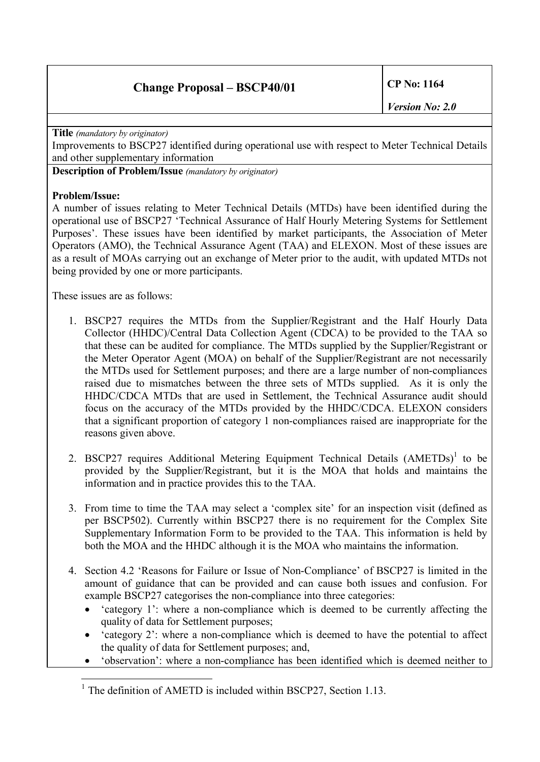| Change Proposal – BSCP40/01 | CP No: 1164 |
| --- | --- |
| | *Version No: 2.0* |

**Title** *(mandatory by originator)*

Improvements to BSCP27 identified during operational use with respect to Meter Technical Details and other supplementary information

**Description of Problem/Issue** *(mandatory by originator)*

**Problem/Issue:**

A number of issues relating to Meter Technical Details (MTDs) have been identified during the operational use of BSCP27 'Technical Assurance of Half Hourly Metering Systems for Settlement Purposes'. These issues have been identified by market participants, the Association of Meter Operators (AMO), the Technical Assurance Agent (TAA) and ELEXON. Most of these issues are as a result of MOAs carrying out an exchange of Meter prior to the audit, with updated MTDs not being provided by one or more participants.

These issues are as follows:

1. BSCP27 requires the MTDs from the Supplier/Registrant and the Half Hourly Data Collector (HHDC)/Central Data Collection Agent (CDCA) to be provided to the TAA so that these can be audited for compliance. The MTDs supplied by the Supplier/Registrant or the Meter Operator Agent (MOA) on behalf of the Supplier/Registrant are not necessarily the MTDs used for Settlement purposes; and there are a large number of non-compliances raised due to mismatches between the three sets of MTDs supplied. As it is only the HHDC/CDCA MTDs that are used in Settlement, the Technical Assurance audit should focus on the accuracy of the MTDs provided by the HHDC/CDCA. ELEXON considers that a significant proportion of category 1 non-compliances raised are inappropriate for the reasons given above.

2. BSCP27 requires Additional Metering Equipment Technical Details (AMETDs)[1] to be provided by the Supplier/Registrant, but it is the MOA that holds and maintains the information and in practice provides this to the TAA.

3. From time to time the TAA may select a 'complex site' for an inspection visit (defined as per BSCP502). Currently within BSCP27 there is no requirement for the Complex Site Supplementary Information Form to be provided to the TAA. This information is held by both the MOA and the HHDC although it is the MOA who maintains the information.

4. Section 4.2 'Reasons for Failure or Issue of Non-Compliance' of BSCP27 is limited in the amount of guidance that can be provided and can cause both issues and confusion. For example BSCP27 categorises the non-compliance into three categories:
   - 'category 1': where a non-compliance which is deemed to be currently affecting the quality of data for Settlement purposes;
   - 'category 2': where a non-compliance which is deemed to have the potential to affect the quality of data for Settlement purposes; and,
   - 'observation': where a non-compliance has been identified which is deemed neither to

[1] The definition of AMETD is included within BSCP27, Section 1.13.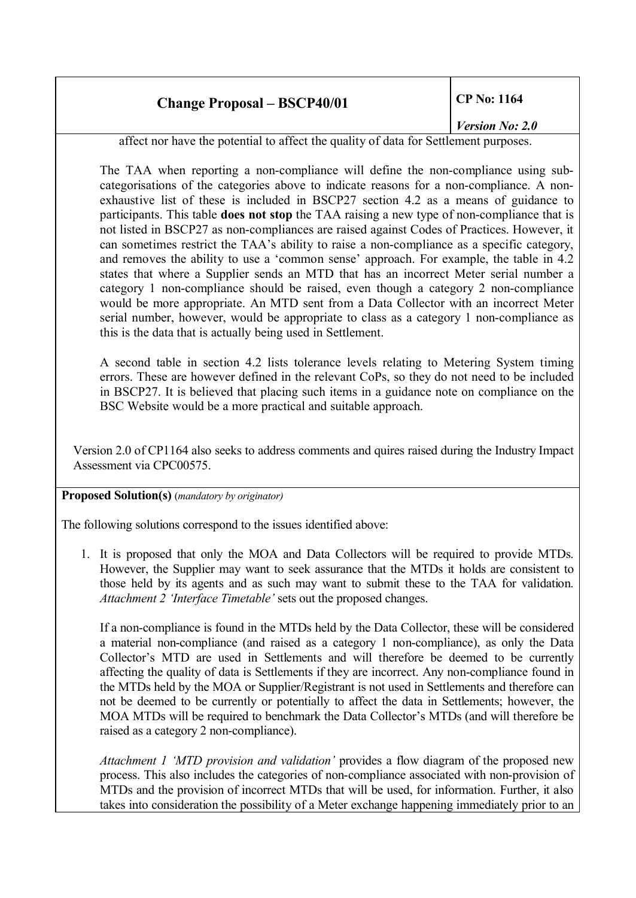affect nor have the potential to affect the quality of data for Settlement purposes.

The TAA when reporting a non-compliance will define the non-compliance using sub-categorisations of the categories above to indicate reasons for a non-compliance. A non-exhaustive list of these is included in BSCP27 section 4.2 as a means of guidance to participants. This table **does not stop** the TAA raising a new type of non-compliance that is not listed in BSCP27 as non-compliances are raised against Codes of Practices. However, it can sometimes restrict the TAA's ability to raise a non-compliance as a specific category, and removes the ability to use a 'common sense' approach. For example, the table in 4.2 states that where a Supplier sends an MTD that has an incorrect Meter serial number a category 1 non-compliance should be raised, even though a category 2 non-compliance would be more appropriate. An MTD sent from a Data Collector with an incorrect Meter serial number, however, would be appropriate to class as a category 1 non-compliance as this is the data that is actually being used in Settlement.

A second table in section 4.2 lists tolerance levels relating to Metering System timing errors. These are however defined in the relevant CoPs, so they do not need to be included in BSCP27. It is believed that placing such items in a guidance note on compliance on the BSC Website would be a more practical and suitable approach.

Version 2.0 of CP1164 also seeks to address comments and quires raised during the Industry Impact Assessment via CPC00575.

**Proposed Solution(s)** (*mandatory by originator)*

The following solutions correspond to the issues identified above:

1. It is proposed that only the MOA and Data Collectors will be required to provide MTDs. However, the Supplier may want to seek assurance that the MTDs it holds are consistent to those held by its agents and as such may want to submit these to the TAA for validation. *Attachment 2 'Interface Timetable'* sets out the proposed changes.

   If a non-compliance is found in the MTDs held by the Data Collector, these will be considered a material non-compliance (and raised as a category 1 non-compliance), as only the Data Collector's MTD are used in Settlements and will therefore be deemed to be currently affecting the quality of data is Settlements if they are incorrect. Any non-compliance found in the MTDs held by the MOA or Supplier/Registrant is not used in Settlements and therefore can not be deemed to be currently or potentially to affect the data in Settlements; however, the MOA MTDs will be required to benchmark the Data Collector's MTDs (and will therefore be raised as a category 2 non-compliance).

   *Attachment 1 'MTD provision and validation'* provides a flow diagram of the proposed new process. This also includes the categories of non-compliance associated with non-provision of MTDs and the provision of incorrect MTDs that will be used, for information. Further, it also takes into consideration the possibility of a Meter exchange happening immediately prior to an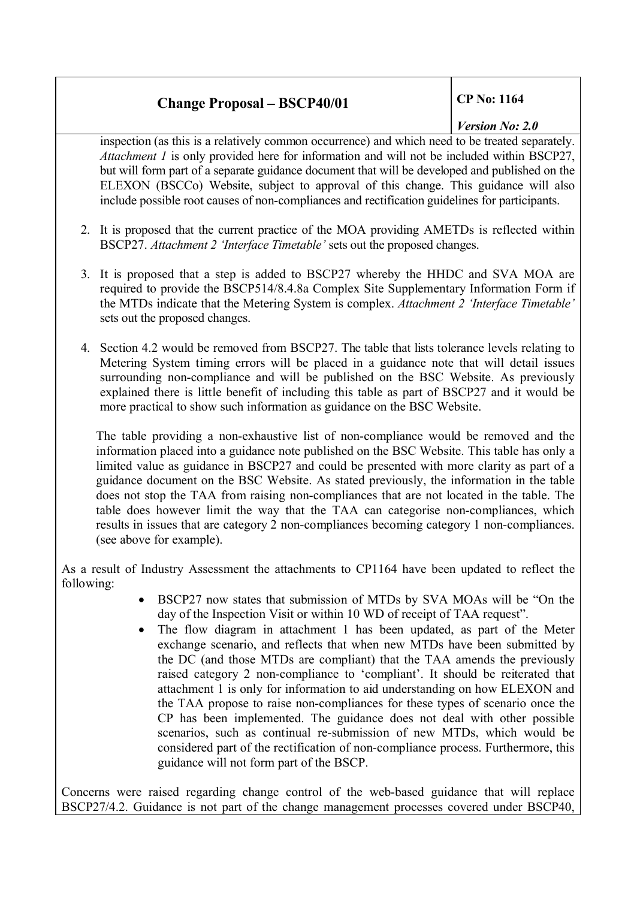inspection (as this is a relatively common occurrence) and which need to be treated separately. *Attachment 1* is only provided here for information and will not be included within BSCP27, but will form part of a separate guidance document that will be developed and published on the ELEXON (BSCCo) Website, subject to approval of this change. This guidance will also include possible root causes of non-compliances and rectification guidelines for participants.

2. It is proposed that the current practice of the MOA providing AMETDs is reflected within BSCP27. *Attachment 2 'Interface Timetable'* sets out the proposed changes.

3. It is proposed that a step is added to BSCP27 whereby the HHDC and SVA MOA are required to provide the BSCP514/8.4.8a Complex Site Supplementary Information Form if the MTDs indicate that the Metering System is complex. *Attachment 2 'Interface Timetable'* sets out the proposed changes.

4. Section 4.2 would be removed from BSCP27. The table that lists tolerance levels relating to Metering System timing errors will be placed in a guidance note that will detail issues surrounding non-compliance and will be published on the BSC Website. As previously explained there is little benefit of including this table as part of BSCP27 and it would be more practical to show such information as guidance on the BSC Website.

   The table providing a non-exhaustive list of non-compliance would be removed and the information placed into a guidance note published on the BSC Website. This table has only a limited value as guidance in BSCP27 and could be presented with more clarity as part of a guidance document on the BSC Website. As stated previously, the information in the table does not stop the TAA from raising non-compliances that are not located in the table. The table does however limit the way that the TAA can categorise non-compliances, which results in issues that are category 2 non-compliances becoming category 1 non-compliances. (see above for example).

As a result of Industry Assessment the attachments to CP1164 have been updated to reflect the following:

- BSCP27 now states that submission of MTDs by SVA MOAs will be "On the day of the Inspection Visit or within 10 WD of receipt of TAA request".
- The flow diagram in attachment 1 has been updated, as part of the Meter exchange scenario, and reflects that when new MTDs have been submitted by the DC (and those MTDs are compliant) that the TAA amends the previously raised category 2 non-compliance to 'compliant'. It should be reiterated that attachment 1 is only for information to aid understanding on how ELEXON and the TAA propose to raise non-compliances for these types of scenario once the CP has been implemented. The guidance does not deal with other possible scenarios, such as continual re-submission of new MTDs, which would be considered part of the rectification of non-compliance process. Furthermore, this guidance will not form part of the BSCP.

Concerns were raised regarding change control of the web-based guidance that will replace BSCP27/4.2. Guidance is not part of the change management processes covered under BSCP40,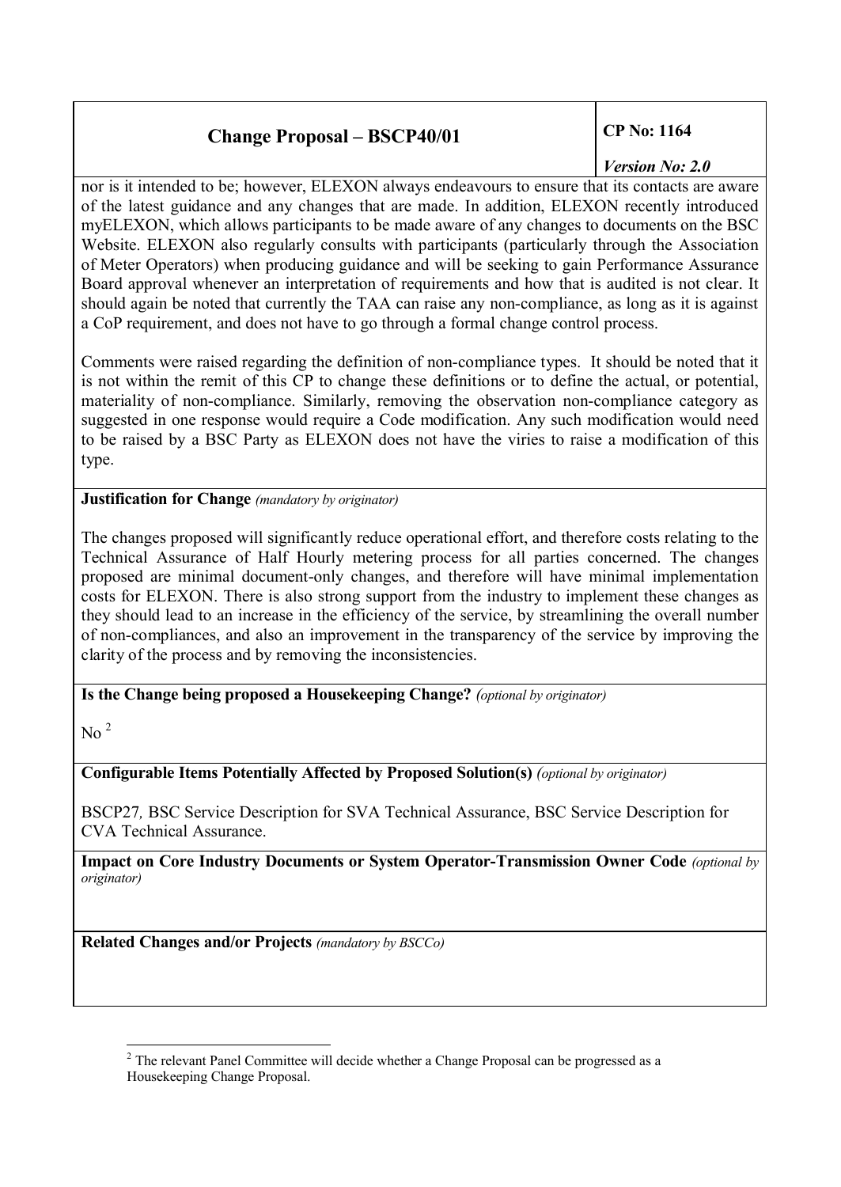nor is it intended to be; however, ELEXON always endeavours to ensure that its contacts are aware of the latest guidance and any changes that are made. In addition, ELEXON recently introduced myELEXON, which allows participants to be made aware of any changes to documents on the BSC Website. ELEXON also regularly consults with participants (particularly through the Association of Meter Operators) when producing guidance and will be seeking to gain Performance Assurance Board approval whenever an interpretation of requirements and how that is audited is not clear. It should again be noted that currently the TAA can raise any non-compliance, as long as it is against a CoP requirement, and does not have to go through a formal change control process.

Comments were raised regarding the definition of non-compliance types. It should be noted that it is not within the remit of this CP to change these definitions or to define the actual, or potential, materiality of non-compliance. Similarly, removing the observation non-compliance category as suggested in one response would require a Code modification. Any such modification would need to be raised by a BSC Party as ELEXON does not have the viries to raise a modification of this type.

**Justification for Change** *(mandatory by originator)*

The changes proposed will significantly reduce operational effort, and therefore costs relating to the Technical Assurance of Half Hourly metering process for all parties concerned. The changes proposed are minimal document-only changes, and therefore will have minimal implementation costs for ELEXON. There is also strong support from the industry to implement these changes as they should lead to an increase in the efficiency of the service, by streamlining the overall number of non-compliances, and also an improvement in the transparency of the service by improving the clarity of the process and by removing the inconsistencies.

**Is the Change being proposed a Housekeeping Change?** *(optional by originator)*

No [2]

**Configurable Items Potentially Affected by Proposed Solution(s)** *(optional by originator)*

BSCP27*,* BSC Service Description for SVA Technical Assurance, BSC Service Description for CVA Technical Assurance.

**Impact on Core Industry Documents or System Operator-Transmission Owner Code** *(optional by originator)*

**Related Changes and/or Projects** *(mandatory by BSCCo)*

[2] The relevant Panel Committee will decide whether a Change Proposal can be progressed as a Housekeeping Change Proposal.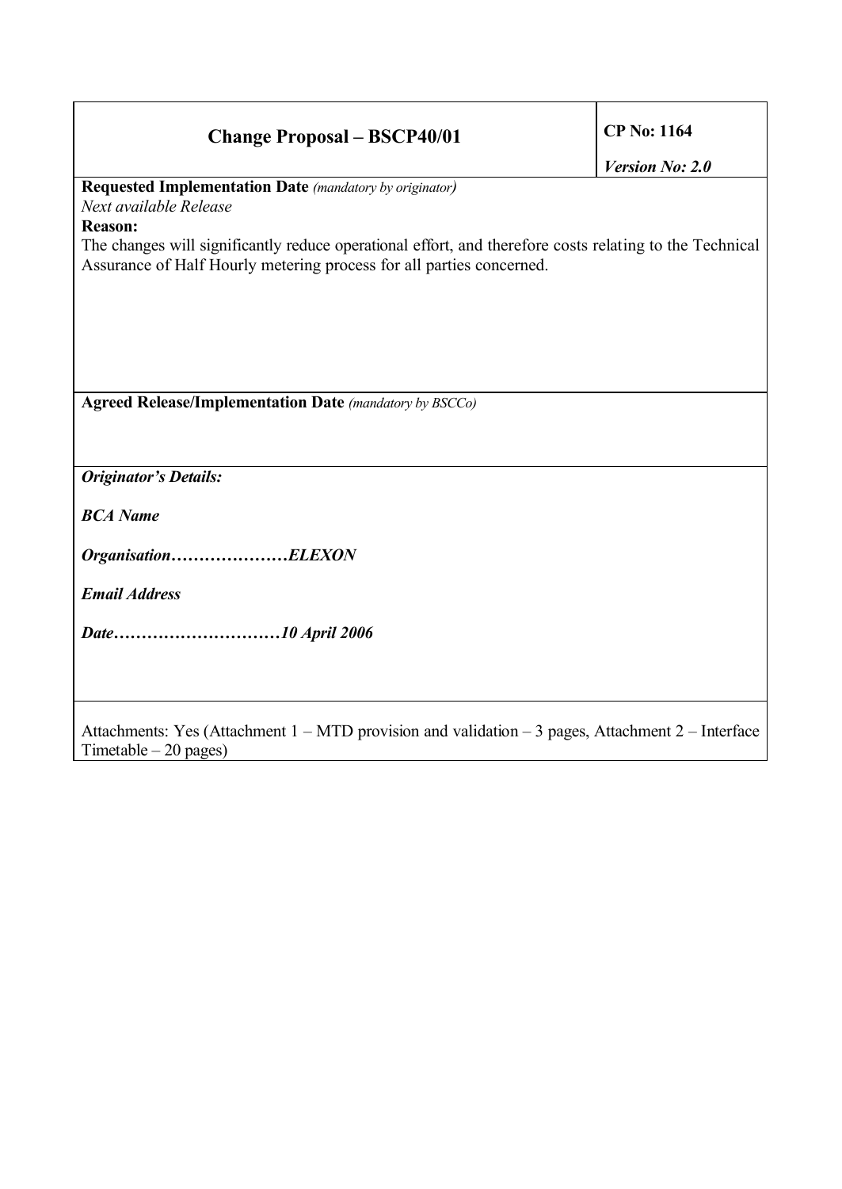| Change Proposal – BSCP40/01 | **CP No: 1164**<br>***Version No: 2.0*** |
|---|---|

**Requested Implementation Date** *(mandatory by originator)*

*Next available Release*

**Reason:**

The changes will significantly reduce operational effort, and therefore costs relating to the Technical Assurance of Half Hourly metering process for all parties concerned.

**Agreed Release/Implementation Date** *(mandatory by BSCCo)*

***Originator's Details:***

***BCA Name***

***Organisation…………………ELEXON***

***Email Address***

***Date…………………………10 April 2006***

Attachments: Yes (Attachment 1 – MTD provision and validation – 3 pages, Attachment 2 – Interface Timetable – 20 pages)